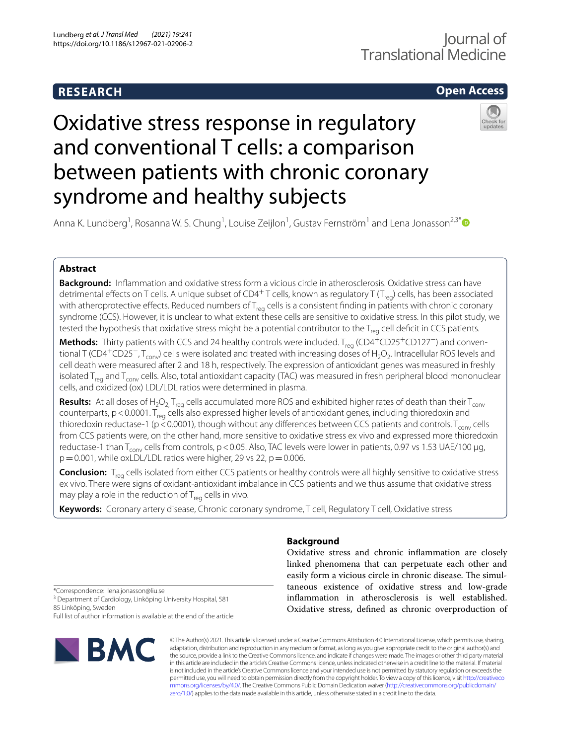**RESEARCH** **Open Access**

# Oxidative stress response in regulatory and conventional T cells: a comparison between patients with chronic coronary syndrome and healthy subjects

Anna K. Lundberg[1], Rosanna W. S. Chung[1], Louise Zeijlon[1], Gustav Fernström[1] and Lena Jonasson[2,3*]

## Abstract

**Background:** Inflammation and oxidative stress form a vicious circle in atherosclerosis. Oxidative stress can have detrimental effects on T cells. A unique subset of $CD4^+$ T cells, known as regulatory T ($T_{reg}$) cells, has been associated with atheroprotective effects. Reduced numbers of $T_{reg}$ cells is a consistent finding in patients with chronic coronary syndrome (CCS). However, it is unclear to what extent these cells are sensitive to oxidative stress. In this pilot study, we tested the hypothesis that oxidative stress might be a potential contributor to the $T_{reg}$ cell deficit in CCS patients.

**Methods:** Thirty patients with CCS and 24 healthy controls were included. $T_{reg}$ ($CD4^+CD25^+CD127^-$) and conventional T ($CD4^+CD25^-$, $T_{conv}$) cells were isolated and treated with increasing doses of $H_2O_2$. Intracellular ROS levels and cell death were measured after 2 and 18 h, respectively. The expression of antioxidant genes was measured in freshly isolated $T_{reg}$ and $T_{conv}$ cells. Also, total antioxidant capacity (TAC) was measured in fresh peripheral blood mononuclear cells, and oxidized (ox) LDL/LDL ratios were determined in plasma.

**Results:** At all doses of $H_2O_2$, $T_{reg}$ cells accumulated more ROS and exhibited higher rates of death than their $T_{conv}$ counterparts, $p < 0.0001$. $T_{reg}$ cells also expressed higher levels of antioxidant genes, including thioredoxin and thioredoxin reductase-1 ($p < 0.0001$), though without any differences between CCS patients and controls. $T_{conv}$ cells from CCS patients were, on the other hand, more sensitive to oxidative stress ex vivo and expressed more thioredoxin reductase-1 than $T_{conv}$ cells from controls, $p < 0.05$. Also, TAC levels were lower in patients, 0.97 vs 1.53 UAE/100 µg, $p = 0.001$, while oxLDL/LDL ratios were higher, 29 vs 22, $p = 0.006$.

**Conclusion:** $T_{reg}$ cells isolated from either CCS patients or healthy controls were all highly sensitive to oxidative stress ex vivo. There were signs of oxidant-antioxidant imbalance in CCS patients and we thus assume that oxidative stress may play a role in the reduction of $T_{reg}$ cells in vivo.

**Keywords:** Coronary artery disease, Chronic coronary syndrome, T cell, Regulatory T cell, Oxidative stress

## Background

Oxidative stress and chronic inflammation are closely linked phenomena that can perpetuate each other and easily form a vicious circle in chronic disease. The simultaneous existence of oxidative stress and low-grade inflammation in atherosclerosis is well established. Oxidative stress, defined as chronic overproduction of

*Correspondence: lena.jonasson@liu.se
[3] Department of Cardiology, Linköping University Hospital, 581 85 Linköping, Sweden
Full list of author information is available at the end of the article

© The Author(s) 2021. This article is licensed under a Creative Commons Attribution 4.0 International License, which permits use, sharing, adaptation, distribution and reproduction in any medium or format, as long as you give appropriate credit to the original author(s) and the source, provide a link to the Creative Commons licence, and indicate if changes were made. The images or other third party material in this article are included in the article's Creative Commons licence, unless indicated otherwise in a credit line to the material. If material is not included in the article's Creative Commons licence and your intended use is not permitted by statutory regulation or exceeds the permitted use, you will need to obtain permission directly from the copyright holder. To view a copy of this licence, visit http://creativecommons.org/licenses/by/4.0/. The Creative Commons Public Domain Dedication waiver (http://creativecommons.org/publicdomain/zero/1.0/) applies to the data made available in this article, unless otherwise stated in a credit line to the data.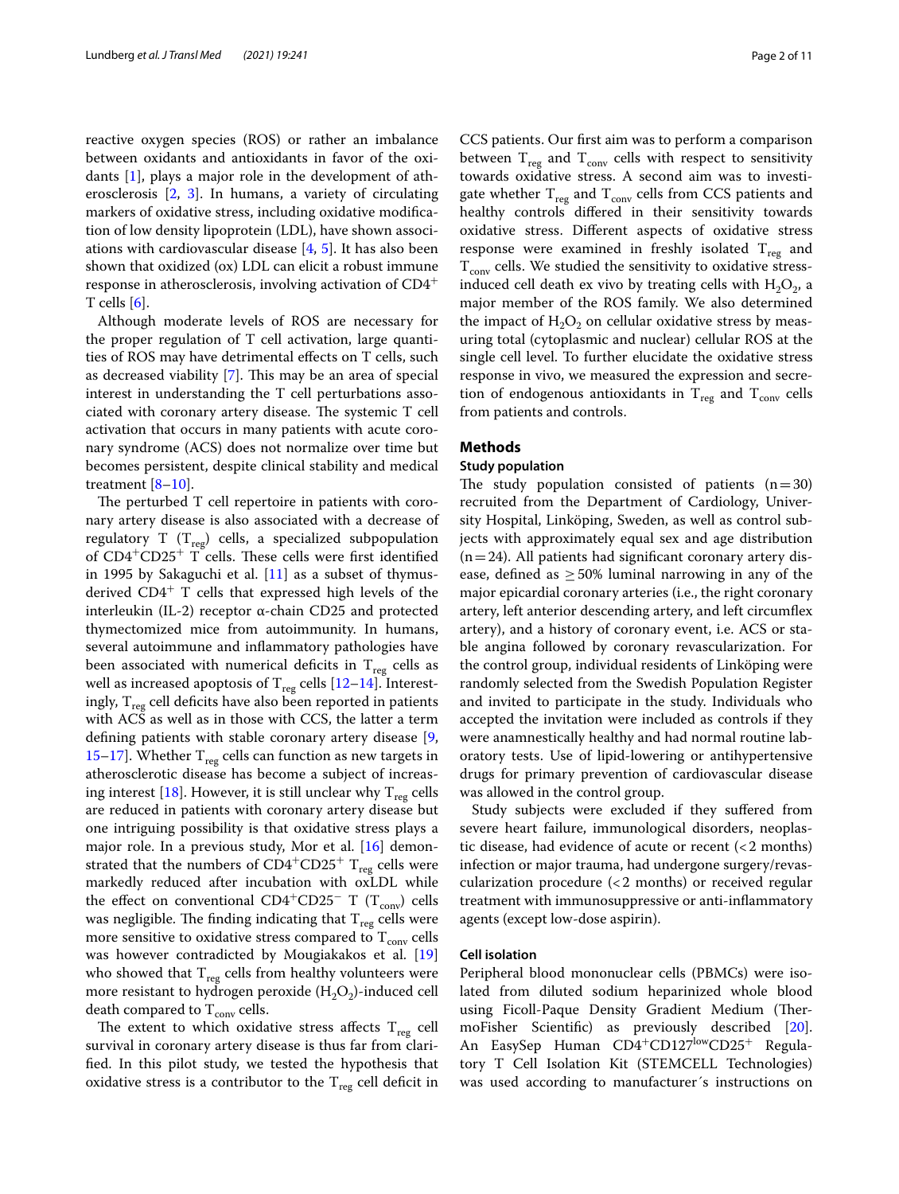reactive oxygen species (ROS) or rather an imbalance between oxidants and antioxidants in favor of the oxidants [1], plays a major role in the development of atherosclerosis [2, 3]. In humans, a variety of circulating markers of oxidative stress, including oxidative modification of low density lipoprotein (LDL), have shown associations with cardiovascular disease [4, 5]. It has also been shown that oxidized (ox) LDL can elicit a robust immune response in atherosclerosis, involving activation of $CD4^+$ T cells [6].

Although moderate levels of ROS are necessary for the proper regulation of T cell activation, large quantities of ROS may have detrimental effects on T cells, such as decreased viability [7]. This may be an area of special interest in understanding the T cell perturbations associated with coronary artery disease. The systemic T cell activation that occurs in many patients with acute coronary syndrome (ACS) does not normalize over time but becomes persistent, despite clinical stability and medical treatment [8–10].

The perturbed T cell repertoire in patients with coronary artery disease is also associated with a decrease of regulatory T ($T_{reg}$) cells, a specialized subpopulation of $CD4^+CD25^+$ T cells. These cells were first identified in 1995 by Sakaguchi et al. [11] as a subset of thymus-derived $CD4^+$ T cells that expressed high levels of the interleukin (IL-2) receptor α-chain CD25 and protected thymectomized mice from autoimmunity. In humans, several autoimmune and inflammatory pathologies have been associated with numerical deficits in $T_{reg}$ cells as well as increased apoptosis of $T_{reg}$ cells [12–14]. Interestingly, $T_{reg}$ cell deficits have also been reported in patients with ACS as well as in those with CCS, the latter a term defining patients with stable coronary artery disease [9, 15–17]. Whether $T_{reg}$ cells can function as new targets in atherosclerotic disease has become a subject of increasing interest [18]. However, it is still unclear why $T_{reg}$ cells are reduced in patients with coronary artery disease but one intriguing possibility is that oxidative stress plays a major role. In a previous study, Mor et al. [16] demonstrated that the numbers of $CD4^+CD25^+$ $T_{reg}$ cells were markedly reduced after incubation with oxLDL while the effect on conventional $CD4^+CD25^-$ T ($T_{conv}$) cells was negligible. The finding indicating that $T_{reg}$ cells were more sensitive to oxidative stress compared to $T_{conv}$ cells was however contradicted by Mougiakakos et al. [19] who showed that $T_{reg}$ cells from healthy volunteers were more resistant to hydrogen peroxide ($H_2O_2$)-induced cell death compared to $T_{conv}$ cells.

The extent to which oxidative stress affects $T_{reg}$ cell survival in coronary artery disease is thus far from clarified. In this pilot study, we tested the hypothesis that oxidative stress is a contributor to the $T_{reg}$ cell deficit in CCS patients. Our first aim was to perform a comparison between $T_{reg}$ and $T_{conv}$ cells with respect to sensitivity towards oxidative stress. A second aim was to investigate whether $T_{reg}$ and $T_{conv}$ cells from CCS patients and healthy controls differed in their sensitivity towards oxidative stress. Different aspects of oxidative stress response were examined in freshly isolated $T_{reg}$ and $T_{conv}$ cells. We studied the sensitivity to oxidative stress-induced cell death ex vivo by treating cells with $H_2O_2$, a major member of the ROS family. We also determined the impact of $H_2O_2$ on cellular oxidative stress by measuring total (cytoplasmic and nuclear) cellular ROS at the single cell level. To further elucidate the oxidative stress response in vivo, we measured the expression and secretion of endogenous antioxidants in $T_{reg}$ and $T_{conv}$ cells from patients and controls.

## Methods

### Study population

The study population consisted of patients ($n=30$) recruited from the Department of Cardiology, University Hospital, Linköping, Sweden, as well as control subjects with approximately equal sex and age distribution ($n=24$). All patients had significant coronary artery disease, defined as ≥ 50% luminal narrowing in any of the major epicardial coronary arteries (i.e., the right coronary artery, left anterior descending artery, and left circumflex artery), and a history of coronary event, i.e. ACS or stable angina followed by coronary revascularization. For the control group, individual residents of Linköping were randomly selected from the Swedish Population Register and invited to participate in the study. Individuals who accepted the invitation were included as controls if they were anamnestically healthy and had normal routine laboratory tests. Use of lipid-lowering or antihypertensive drugs for primary prevention of cardiovascular disease was allowed in the control group.

Study subjects were excluded if they suffered from severe heart failure, immunological disorders, neoplastic disease, had evidence of acute or recent (< 2 months) infection or major trauma, had undergone surgery/revascularization procedure (< 2 months) or received regular treatment with immunosuppressive or anti-inflammatory agents (except low-dose aspirin).

### Cell isolation

Peripheral blood mononuclear cells (PBMCs) were isolated from diluted sodium heparinized whole blood using Ficoll-Paque Density Gradient Medium (ThermoFisher Scientific) as previously described [20]. An EasySep Human $CD4^+CD127^{low}CD25^+$ Regulatory T Cell Isolation Kit (STEMCELL Technologies) was used according to manufacturer´s instructions on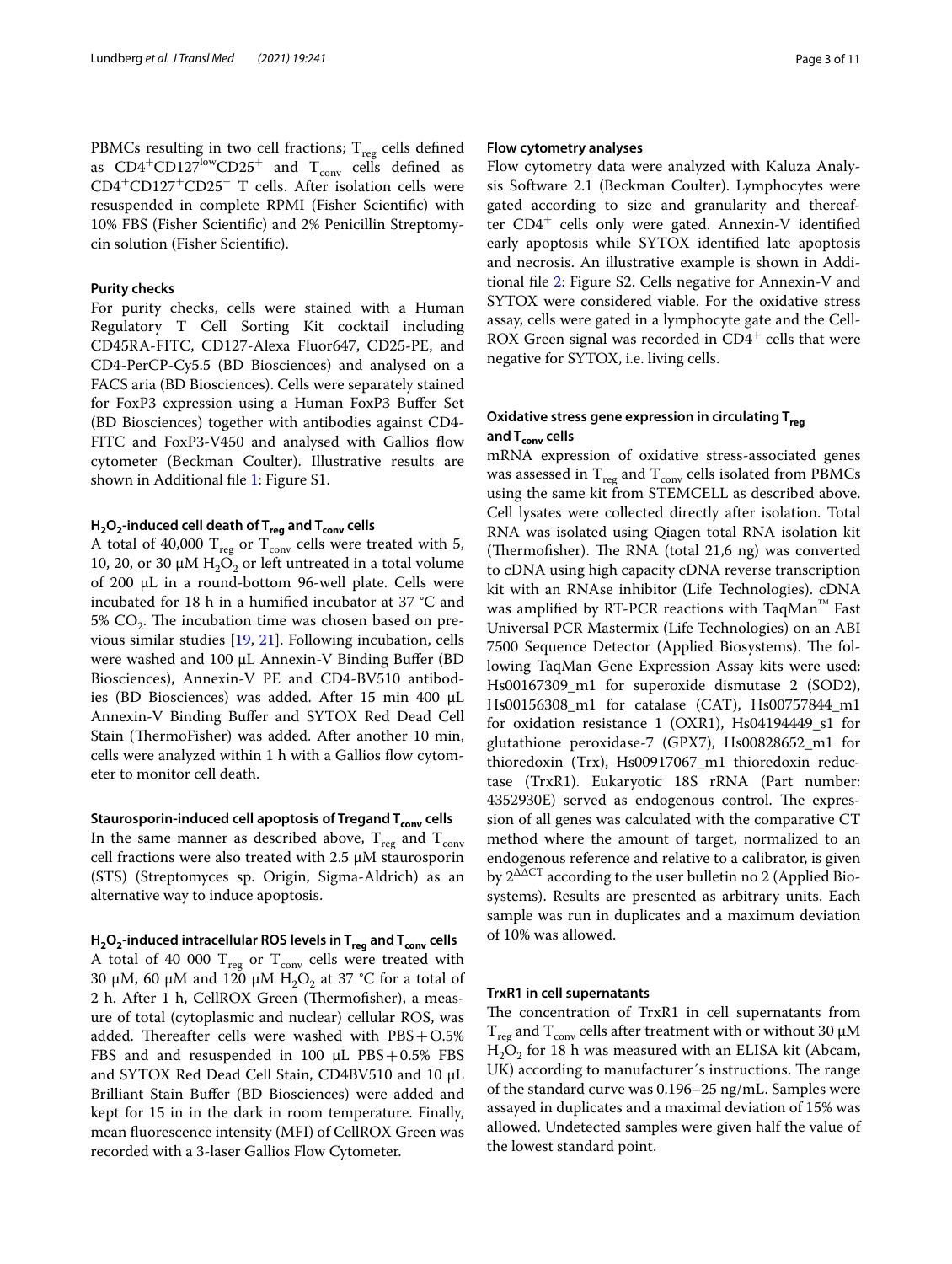PBMCs resulting in two cell fractions; $T_{reg}$ cells defined as $CD4^{+}CD127^{low}CD25^{+}$ and $T_{conv}$ cells defined as $CD4^{+}CD127^{+}CD25^{-}$ T cells. After isolation cells were resuspended in complete RPMI (Fisher Scientific) with 10% FBS (Fisher Scientific) and 2% Penicillin Streptomycin solution (Fisher Scientific).

### Purity checks

For purity checks, cells were stained with a Human Regulatory T Cell Sorting Kit cocktail including CD45RA-FITC, CD127-Alexa Fluor647, CD25-PE, and CD4-PerCP-Cy5.5 (BD Biosciences) and analysed on a FACS aria (BD Biosciences). Cells were separately stained for FoxP3 expression using a Human FoxP3 Buffer Set (BD Biosciences) together with antibodies against CD4-FITC and FoxP3-V450 and analysed with Gallios flow cytometer (Beckman Coulter). Illustrative results are shown in Additional file 1: Figure S1.

### $H_2O_2$-induced cell death of $T_{reg}$ and $T_{conv}$ cells

A total of 40,000 $T_{reg}$ or $T_{conv}$ cells were treated with 5, 10, 20, or 30 µM $H_2O_2$ or left untreated in a total volume of 200 µL in a round-bottom 96-well plate. Cells were incubated for 18 h in a humified incubator at 37 °C and 5% $CO_2$. The incubation time was chosen based on previous similar studies [19, 21]. Following incubation, cells were washed and 100 µL Annexin-V Binding Buffer (BD Biosciences), Annexin-V PE and CD4-BV510 antibodies (BD Biosciences) was added. After 15 min 400 µL Annexin-V Binding Buffer and SYTOX Red Dead Cell Stain (ThermoFisher) was added. After another 10 min, cells were analyzed within 1 h with a Gallios flow cytometer to monitor cell death.

### Staurosporin-induced cell apoptosis of Tregand $T_{conv}$ cells

In the same manner as described above, $T_{reg}$ and $T_{conv}$ cell fractions were also treated with 2.5 µM staurosporin (STS) (Streptomyces sp. Origin, Sigma-Aldrich) as an alternative way to induce apoptosis.

### $H_2O_2$-induced intracellular ROS levels in $T_{reg}$ and $T_{conv}$ cells

A total of 40 000 $T_{reg}$ or $T_{conv}$ cells were treated with 30 µM, 60 µM and 120 µM $H_2O_2$ at 37 °C for a total of 2 h. After 1 h, CellROX Green (Thermofisher), a measure of total (cytoplasmic and nuclear) cellular ROS, was added. Thereafter cells were washed with PBS+O.5% FBS and and resuspended in 100 µL PBS+0.5% FBS and SYTOX Red Dead Cell Stain, CD4BV510 and 10 µL Brilliant Stain Buffer (BD Biosciences) were added and kept for 15 in in the dark in room temperature. Finally, mean fluorescence intensity (MFI) of CellROX Green was recorded with a 3-laser Gallios Flow Cytometer.

### Flow cytometry analyses

Flow cytometry data were analyzed with Kaluza Analysis Software 2.1 (Beckman Coulter). Lymphocytes were gated according to size and granularity and thereafter $CD4^{+}$ cells only were gated. Annexin-V identified early apoptosis while SYTOX identified late apoptosis and necrosis. An illustrative example is shown in Additional file 2: Figure S2. Cells negative for Annexin-V and SYTOX were considered viable. For the oxidative stress assay, cells were gated in a lymphocyte gate and the CellROX Green signal was recorded in $CD4^{+}$ cells that were negative for SYTOX, i.e. living cells.

### Oxidative stress gene expression in circulating $T_{reg}$ and $T_{conv}$ cells

mRNA expression of oxidative stress-associated genes was assessed in $T_{reg}$ and $T_{conv}$ cells isolated from PBMCs using the same kit from STEMCELL as described above. Cell lysates were collected directly after isolation. Total RNA was isolated using Qiagen total RNA isolation kit (Thermofisher). The RNA (total 21,6 ng) was converted to cDNA using high capacity cDNA reverse transcription kit with an RNAse inhibitor (Life Technologies). cDNA was amplified by RT-PCR reactions with TaqMan™ Fast Universal PCR Mastermix (Life Technologies) on an ABI 7500 Sequence Detector (Applied Biosystems). The following TaqMan Gene Expression Assay kits were used: Hs00167309_m1 for superoxide dismutase 2 (SOD2), Hs00156308_m1 for catalase (CAT), Hs00757844_m1 for oxidation resistance 1 (OXR1), Hs04194449_s1 for glutathione peroxidase-7 (GPX7), Hs00828652_m1 for thioredoxin (Trx), Hs00917067_m1 thioredoxin reductase (TrxR1). Eukaryotic 18S rRNA (Part number: 4352930E) served as endogenous control. The expression of all genes was calculated with the comparative CT method where the amount of target, normalized to an endogenous reference and relative to a calibrator, is given by $2^{\Delta\Delta CT}$ according to the user bulletin no 2 (Applied Biosystems). Results are presented as arbitrary units. Each sample was run in duplicates and a maximum deviation of 10% was allowed.

### TrxR1 in cell supernatants

The concentration of TrxR1 in cell supernatants from $T_{reg}$ and $T_{conv}$ cells after treatment with or without 30 µM $H_2O_2$ for 18 h was measured with an ELISA kit (Abcam, UK) according to manufacturer´s instructions. The range of the standard curve was 0.196–25 ng/mL. Samples were assayed in duplicates and a maximal deviation of 15% was allowed. Undetected samples were given half the value of the lowest standard point.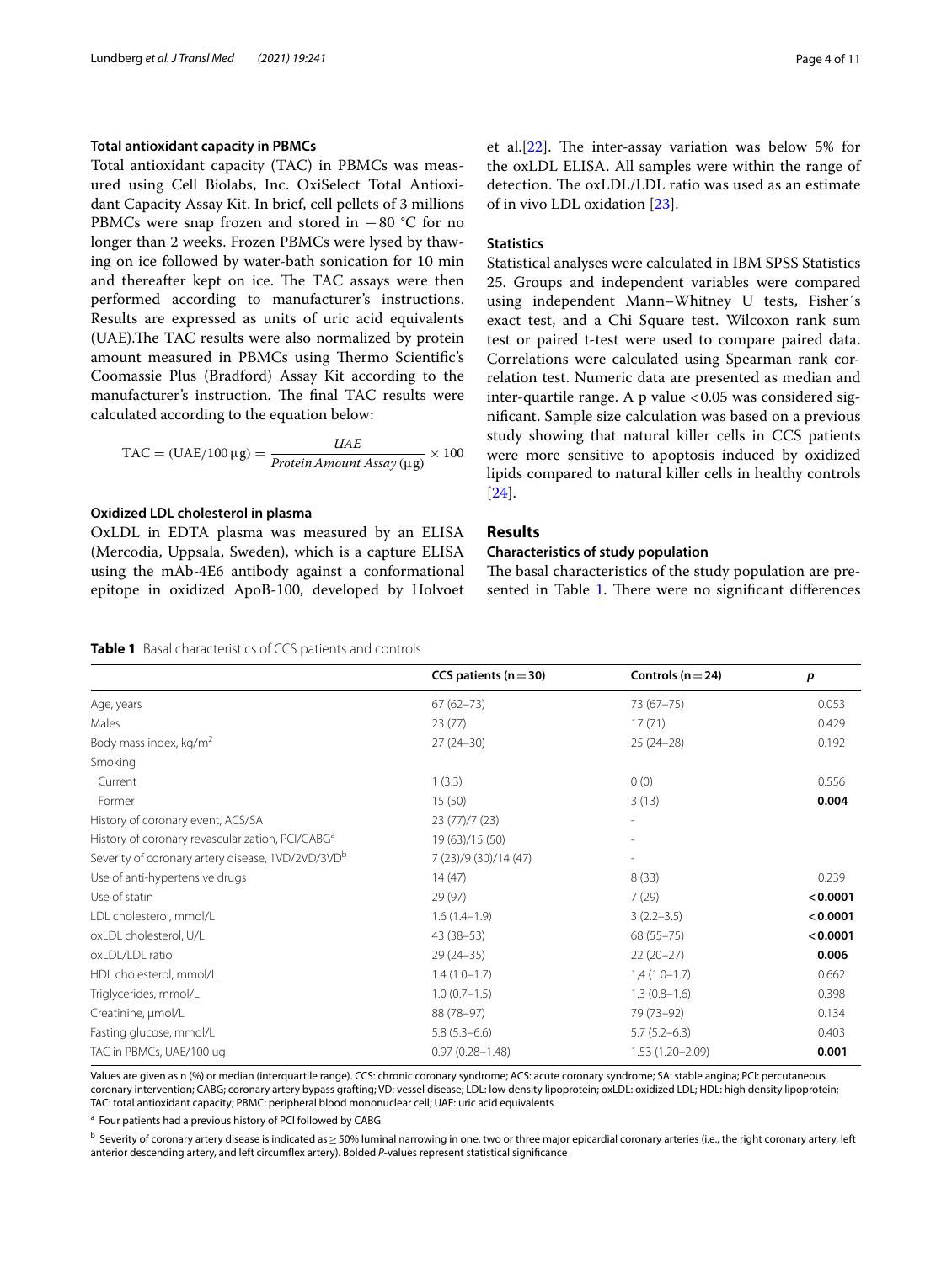### Total antioxidant capacity in PBMCs

Total antioxidant capacity (TAC) in PBMCs was measured using Cell Biolabs, Inc. OxiSelect Total Antioxidant Capacity Assay Kit. In brief, cell pellets of 3 millions PBMCs were snap frozen and stored in −80 °C for no longer than 2 weeks. Frozen PBMCs were lysed by thawing on ice followed by water-bath sonication for 10 min and thereafter kept on ice. The TAC assays were then performed according to manufacturer's instructions. Results are expressed as units of uric acid equivalents (UAE).The TAC results were also normalized by protein amount measured in PBMCs using Thermo Scientific's Coomassie Plus (Bradford) Assay Kit according to the manufacturer's instruction. The final TAC results were calculated according to the equation below:

$$\mathrm{TAC} = (\mathrm{UAE}/100\,\mu\mathrm{g}) = \frac{UAE}{Protein\,Amount\,Assay\,(\mu\mathrm{g})} \times 100$$

### Oxidized LDL cholesterol in plasma

OxLDL in EDTA plasma was measured by an ELISA (Mercodia, Uppsala, Sweden), which is a capture ELISA using the mAb-4E6 antibody against a conformational epitope in oxidized ApoB-100, developed by Holvoet et al.[22]. The inter-assay variation was below 5% for the oxLDL ELISA. All samples were within the range of detection. The oxLDL/LDL ratio was used as an estimate of in vivo LDL oxidation [23].

### Statistics

Statistical analyses were calculated in IBM SPSS Statistics 25. Groups and independent variables were compared using independent Mann–Whitney U tests, Fisher´s exact test, and a Chi Square test. Wilcoxon rank sum test or paired t-test were used to compare paired data. Correlations were calculated using Spearman rank correlation test. Numeric data are presented as median and inter-quartile range. A p value <0.05 was considered significant. Sample size calculation was based on a previous study showing that natural killer cells in CCS patients were more sensitive to apoptosis induced by oxidized lipids compared to natural killer cells in healthy controls [24].

## Results

### Characteristics of study population

The basal characteristics of the study population are presented in Table 1. There were no significant differences

**Table 1** Basal characteristics of CCS patients and controls

| | CCS patients (n = 30) | Controls (n = 24) | *p* |
|---|---|---|---|
| Age, years | 67 (62–73) | 73 (67–75) | 0.053 |
| Males | 23 (77) | 17 (71) | 0.429 |
| Body mass index, kg/m$^2$ | 27 (24–30) | 25 (24–28) | 0.192 |
| Smoking | | | |
| Current | 1 (3.3) | 0 (0) | 0.556 |
| Former | 15 (50) | 3 (13) | **0.004** |
| History of coronary event, ACS/SA | 23 (77)/7 (23) | - | |
| History of coronary revascularization, PCI/CABG[a] | 19 (63)/15 (50) | - | |
| Severity of coronary artery disease, 1VD/2VD/3VD[b] | 7 (23)/9 (30)/14 (47) | - | |
| Use of anti-hypertensive drugs | 14 (47) | 8 (33) | 0.239 |
| Use of statin | 29 (97) | 7 (29) | **<0.0001** |
| LDL cholesterol, mmol/L | 1.6 (1.4–1.9) | 3 (2.2–3.5) | **<0.0001** |
| oxLDL cholesterol, U/L | 43 (38–53) | 68 (55–75) | **<0.0001** |
| oxLDL/LDL ratio | 29 (24–35) | 22 (20–27) | **0.006** |
| HDL cholesterol, mmol/L | 1.4 (1.0–1.7) | 1,4 (1.0–1.7) | 0.662 |
| Triglycerides, mmol/L | 1.0 (0.7–1.5) | 1.3 (0.8–1.6) | 0.398 |
| Creatinine, µmol/L | 88 (78–97) | 79 (73–92) | 0.134 |
| Fasting glucose, mmol/L | 5.8 (5.3–6.6) | 5.7 (5.2–6.3) | 0.403 |
| TAC in PBMCs, UAE/100 ug | 0.97 (0.28–1.48) | 1.53 (1.20–2.09) | **0.001** |

Values are given as n (%) or median (interquartile range). CCS: chronic coronary syndrome; ACS: acute coronary syndrome; SA: stable angina; PCI: percutaneous coronary intervention; CABG; coronary artery bypass grafting; VD: vessel disease; LDL: low density lipoprotein; oxLDL: oxidized LDL; HDL: high density lipoprotein; TAC: total antioxidant capacity; PBMC: peripheral blood mononuclear cell; UAE: uric acid equivalents

[a] Four patients had a previous history of PCI followed by CABG

[b] Severity of coronary artery disease is indicated as ≥ 50% luminal narrowing in one, two or three major epicardial coronary arteries (i.e., the right coronary artery, left anterior descending artery, and left circumflex artery). Bolded *P*-values represent statistical significance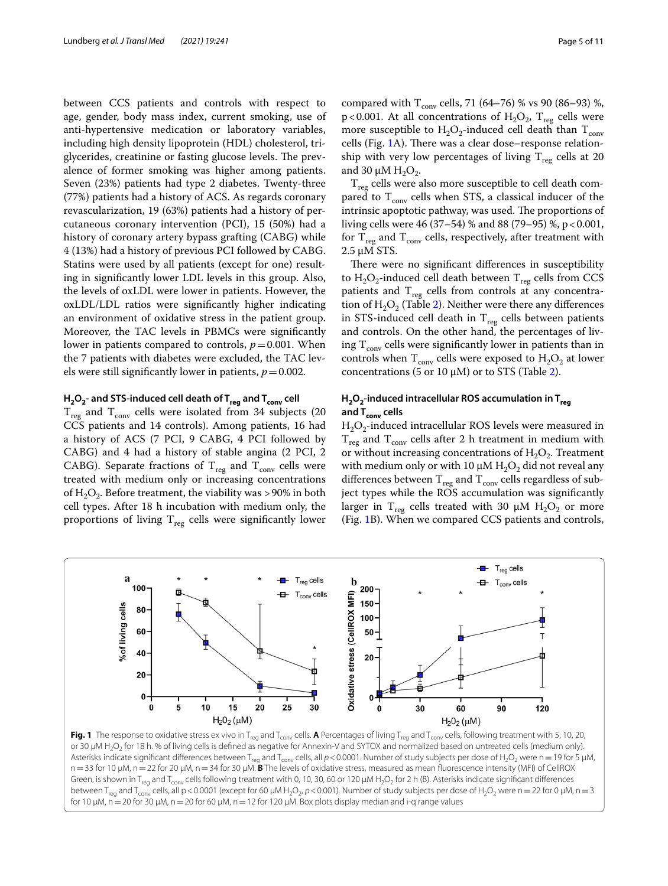between CCS patients and controls with respect to age, gender, body mass index, current smoking, use of anti-hypertensive medication or laboratory variables, including high density lipoprotein (HDL) cholesterol, triglycerides, creatinine or fasting glucose levels. The prevalence of former smoking was higher among patients. Seven (23%) patients had type 2 diabetes. Twenty-three (77%) patients had a history of ACS. As regards coronary revascularization, 19 (63%) patients had a history of percutaneous coronary intervention (PCI), 15 (50%) had a history of coronary artery bypass grafting (CABG) while 4 (13%) had a history of previous PCI followed by CABG. Statins were used by all patients (except for one) resulting in significantly lower LDL levels in this group. Also, the levels of oxLDL were lower in patients. However, the oxLDL/LDL ratios were significantly higher indicating an environment of oxidative stress in the patient group. Moreover, the TAC levels in PBMCs were significantly lower in patients compared to controls, $p = 0.001$. When the 7 patients with diabetes were excluded, the TAC levels were still significantly lower in patients, $p = 0.002$.

### $H_2O_2$- and STS-induced cell death of $T_{reg}$ and $T_{conv}$ cell

$T_{reg}$ and $T_{conv}$ cells were isolated from 34 subjects (20 CCS patients and 14 controls). Among patients, 16 had a history of ACS (7 PCI, 9 CABG, 4 PCI followed by CABG) and 4 had a history of stable angina (2 PCI, 2 CABG). Separate fractions of $T_{reg}$ and $T_{conv}$ cells were treated with medium only or increasing concentrations of $H_2O_2$. Before treatment, the viability was > 90% in both cell types. After 18 h incubation with medium only, the proportions of living $T_{reg}$ cells were significantly lower compared with $T_{conv}$ cells, 71 (64–76) % vs 90 (86–93) %, $p < 0.001$. At all concentrations of $H_2O_2$, $T_{reg}$ cells were more susceptible to $H_2O_2$-induced cell death than $T_{conv}$ cells (Fig. 1A). There was a clear dose–response relationship with very low percentages of living $T_{reg}$ cells at 20 and 30 µM $H_2O_2$.

$T_{reg}$ cells were also more susceptible to cell death compared to $T_{conv}$ cells when STS, a classical inducer of the intrinsic apoptotic pathway, was used. The proportions of living cells were 46 (37–54) % and 88 (79–95) %, $p < 0.001$, for $T_{reg}$ and $T_{conv}$ cells, respectively, after treatment with 2.5 µM STS.

There were no significant differences in susceptibility to $H_2O_2$-induced cell death between $T_{reg}$ cells from CCS patients and $T_{reg}$ cells from controls at any concentration of $H_2O_2$ (Table 2). Neither were there any differences in STS-induced cell death in $T_{reg}$ cells between patients and controls. On the other hand, the percentages of living $T_{conv}$ cells were significantly lower in patients than in controls when $T_{conv}$ cells were exposed to $H_2O_2$ at lower concentrations (5 or 10 µM) or to STS (Table 2).

### $H_2O_2$-induced intracellular ROS accumulation in $T_{reg}$ and $T_{conv}$ cells

$H_2O_2$-induced intracellular ROS levels were measured in $T_{reg}$ and $T_{conv}$ cells after 2 h treatment in medium with or without increasing concentrations of $H_2O_2$. Treatment with medium only or with 10 µM $H_2O_2$ did not reveal any differences between $T_{reg}$ and $T_{conv}$ cells regardless of subject types while the ROS accumulation was significantly larger in $T_{reg}$ cells treated with 30 µM $H_2O_2$ or more (Fig. 1B). When we compared CCS patients and controls,

**Fig. 1** The response to oxidative stress ex vivo in $T_{reg}$ and $T_{conv}$ cells. **A** Percentages of living $T_{reg}$ and $T_{conv}$ cells, following treatment with 5, 10, 20, or 30 µM $H_2O_2$ for 18 h. % of living cells is defined as negative for Annexin-V and SYTOX and normalized based on untreated cells (medium only). Asterisks indicate significant differences between $T_{reg}$ and $T_{conv}$ cells, all $p < 0.0001$. Number of study subjects per dose of $H_2O_2$ were n = 19 for 5 µM, n = 33 for 10 µM, n = 22 for 20 µM, n = 34 for 30 µM. **B** The levels of oxidative stress, measured as mean fluorescence intensity (MFI) of CellROX Green, is shown in $T_{reg}$ and $T_{conv}$ cells following treatment with 0, 10, 30, 60 or 120 µM $H_2O_2$ for 2 h (B). Asterisks indicate significant differences between $T_{reg}$ and $T_{conv}$ cells, all p < 0.0001 (except for 60 µM $H_2O_2$, $p < 0.001$). Number of study subjects per dose of $H_2O_2$ were n = 22 for 0 µM, n = 3 for 10 µM, n = 20 for 30 µM, n = 20 for 60 µM, n = 12 for 120 µM. Box plots display median and i-q range values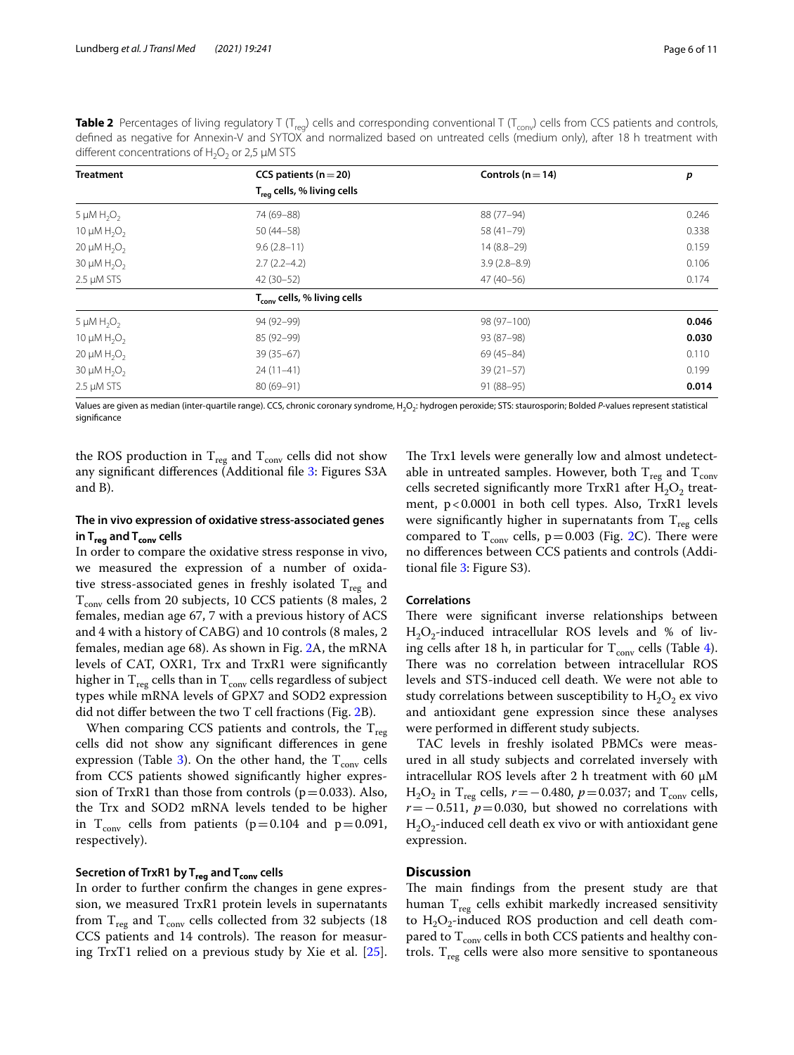**Table 2** Percentages of living regulatory T ($T_{reg}$) cells and corresponding conventional T ($T_{conv}$) cells from CCS patients and controls, defined as negative for Annexin-V and SYTOX and normalized based on untreated cells (medium only), after 18 h treatment with different concentrations of $H_2O_2$ or 2,5 µM STS

| Treatment | CCS patients (n = 20) | Controls (n = 14) | *p* |
|---|---|---|---|
| | $T_{reg}$ cells, % living cells | | |
| 5 µM $H_2O_2$ | 74 (69–88) | 88 (77–94) | 0.246 |
| 10 µM $H_2O_2$ | 50 (44–58) | 58 (41–79) | 0.338 |
| 20 µM $H_2O_2$ | 9.6 (2.8–11) | 14 (8.8–29) | 0.159 |
| 30 µM $H_2O_2$ | 2.7 (2.2–4.2) | 3.9 (2.8–8.9) | 0.106 |
| 2.5 µM STS | 42 (30–52) | 47 (40–56) | 0.174 |
| | $T_{conv}$ cells, % living cells | | |
| 5 µM $H_2O_2$ | 94 (92–99) | 98 (97–100) | **0.046** |
| 10 µM $H_2O_2$ | 85 (92–99) | 93 (87–98) | **0.030** |
| 20 µM $H_2O_2$ | 39 (35–67) | 69 (45–84) | 0.110 |
| 30 µM $H_2O_2$ | 24 (11–41) | 39 (21–57) | 0.199 |
| 2.5 µM STS | 80 (69–91) | 91 (88–95) | **0.014** |

Values are given as median (inter-quartile range). CCS, chronic coronary syndrome, $H_2O_2$: hydrogen peroxide; STS: staurosporin; Bolded *P*-values represent statistical significance

the ROS production in $T_{reg}$ and $T_{conv}$ cells did not show any significant differences (Additional file 3: Figures S3A and B).

### The in vivo expression of oxidative stress-associated genes in $T_{reg}$ and $T_{conv}$ cells

In order to compare the oxidative stress response in vivo, we measured the expression of a number of oxidative stress-associated genes in freshly isolated $T_{reg}$ and $T_{conv}$ cells from 20 subjects, 10 CCS patients (8 males, 2 females, median age 67, 7 with a previous history of ACS and 4 with a history of CABG) and 10 controls (8 males, 2 females, median age 68). As shown in Fig. 2A, the mRNA levels of CAT, OXR1, Trx and TrxR1 were significantly higher in $T_{reg}$ cells than in $T_{conv}$ cells regardless of subject types while mRNA levels of GPX7 and SOD2 expression did not differ between the two T cell fractions (Fig. 2B).

When comparing CCS patients and controls, the $T_{reg}$ cells did not show any significant differences in gene expression (Table 3). On the other hand, the $T_{conv}$ cells from CCS patients showed significantly higher expression of TrxR1 than those from controls ($p = 0.033$). Also, the Trx and SOD2 mRNA levels tended to be higher in $T_{conv}$ cells from patients ($p = 0.104$ and $p = 0.091$, respectively).

### Secretion of TrxR1 by $T_{reg}$ and $T_{conv}$ cells

In order to further confirm the changes in gene expression, we measured TrxR1 protein levels in supernatants from $T_{reg}$ and $T_{conv}$ cells collected from 32 subjects (18 CCS patients and 14 controls). The reason for measuring TrxT1 relied on a previous study by Xie et al. [25]. The Trx1 levels were generally low and almost undetectable in untreated samples. However, both $T_{reg}$ and $T_{conv}$ cells secreted significantly more TrxR1 after $H_2O_2$ treatment, $p < 0.0001$ in both cell types. Also, TrxR1 levels were significantly higher in supernatants from $T_{reg}$ cells compared to $T_{conv}$ cells, $p = 0.003$ (Fig. 2C). There were no differences between CCS patients and controls (Additional file 3: Figure S3).

### Correlations

There were significant inverse relationships between $H_2O_2$-induced intracellular ROS levels and % of living cells after 18 h, in particular for $T_{conv}$ cells (Table 4). There was no correlation between intracellular ROS levels and STS-induced cell death. We were not able to study correlations between susceptibility to $H_2O_2$ ex vivo and antioxidant gene expression since these analyses were performed in different study subjects.

TAC levels in freshly isolated PBMCs were measured in all study subjects and correlated inversely with intracellular ROS levels after 2 h treatment with 60 µM $H_2O_2$ in $T_{reg}$ cells, $r = -0.480$, $p = 0.037$; and $T_{conv}$ cells, $r = -0.511$, $p = 0.030$, but showed no correlations with $H_2O_2$-induced cell death ex vivo or with antioxidant gene expression.

## Discussion

The main findings from the present study are that human $T_{reg}$ cells exhibit markedly increased sensitivity to $H_2O_2$-induced ROS production and cell death compared to $T_{conv}$ cells in both CCS patients and healthy controls. $T_{reg}$ cells were also more sensitive to spontaneous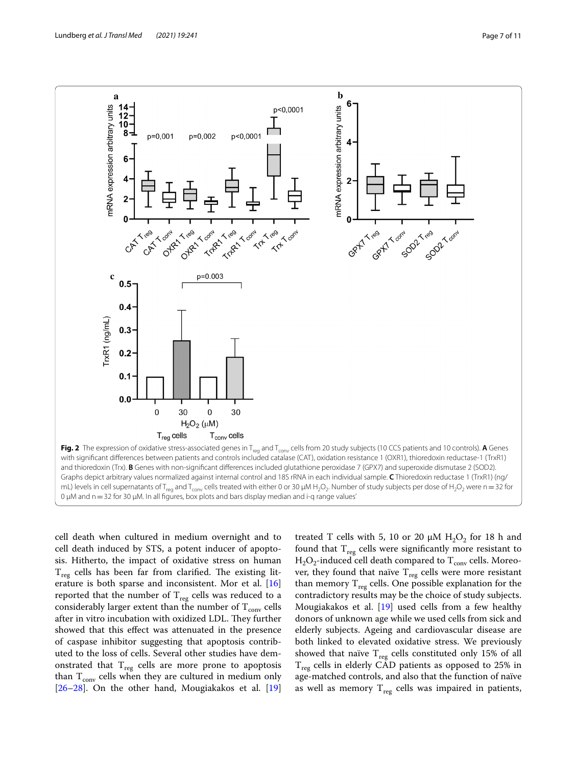**Fig. 2** The expression of oxidative stress-associated genes in $T_{reg}$ and $T_{conv}$ cells from 20 study subjects (10 CCS patients and 10 controls). **A** Genes with significant differences between patients and controls included catalase (CAT), oxidation resistance 1 (OXR1), thioredoxin reductase-1 (TrxR1) and thioredoxin (Trx). **B** Genes with non-significant differences included glutathione peroxidase 7 (GPX7) and superoxide dismutase 2 (SOD2). Graphs depict arbitrary values normalized against internal control and 18S rRNA in each individual sample. **C** Thioredoxin reductase 1 (TrxR1) (ng/mL) levels in cell supernatants of $T_{reg}$ and $T_{conv}$ cells treated with either 0 or 30 µM $H_2O_2$. Number of study subjects per dose of $H_2O_2$ were n = 32 for 0 µM and n = 32 for 30 µM. In all figures, box plots and bars display median and i-q range values'

cell death when cultured in medium overnight and to cell death induced by STS, a potent inducer of apoptosis. Hitherto, the impact of oxidative stress on human $T_{reg}$ cells has been far from clarified. The existing literature is both sparse and inconsistent. Mor et al. [16] reported that the number of $T_{reg}$ cells was reduced to a considerably larger extent than the number of $T_{conv}$ cells after in vitro incubation with oxidized LDL. They further showed that this effect was attenuated in the presence of caspase inhibitor suggesting that apoptosis contributed to the loss of cells. Several other studies have demonstrated that $T_{reg}$ cells are more prone to apoptosis than $T_{conv}$ cells when they are cultured in medium only [26–28]. On the other hand, Mougiakakos et al. [19] treated T cells with 5, 10 or 20 µM $H_2O_2$ for 18 h and found that $T_{reg}$ cells were significantly more resistant to $H_2O_2$-induced cell death compared to $T_{conv}$ cells. Moreover, they found that naïve $T_{reg}$ cells were more resistant than memory $T_{reg}$ cells. One possible explanation for the contradictory results may be the choice of study subjects. Mougiakakos et al. [19] used cells from a few healthy donors of unknown age while we used cells from sick and elderly subjects. Ageing and cardiovascular disease are both linked to elevated oxidative stress. We previously showed that naïve $T_{reg}$ cells constituted only 15% of all $T_{reg}$ cells in elderly CAD patients as opposed to 25% in age-matched controls, and also that the function of naïve as well as memory $T_{reg}$ cells was impaired in patients,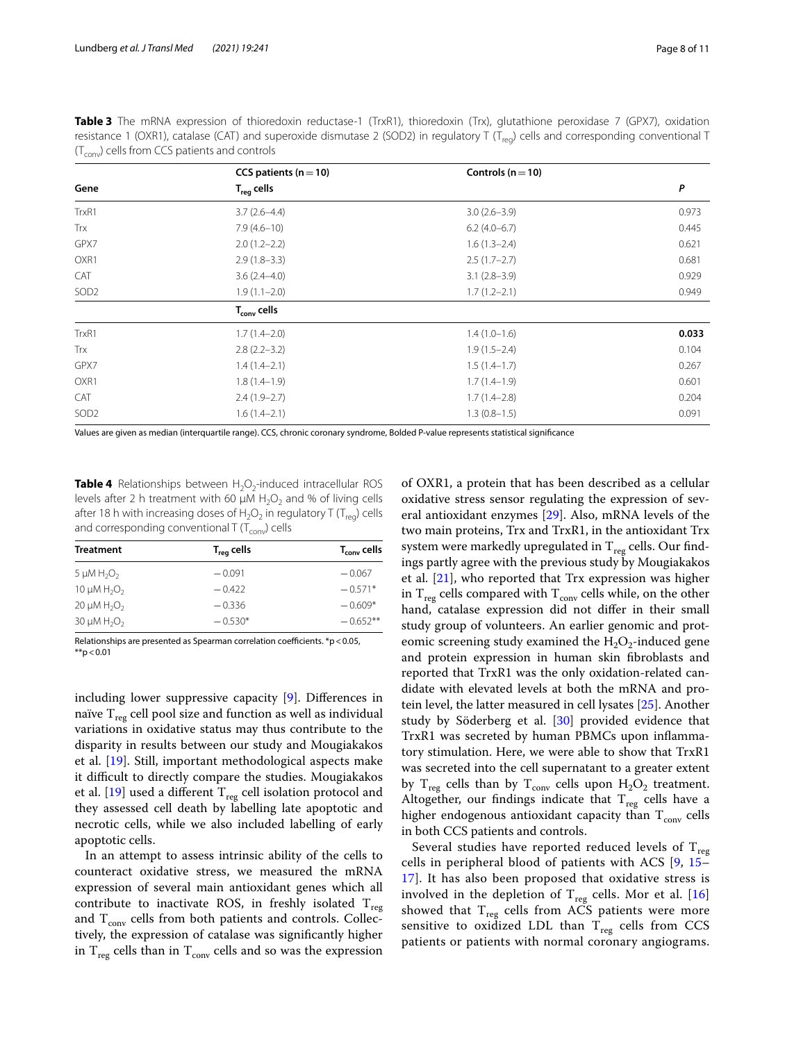**Table 3** The mRNA expression of thioredoxin reductase-1 (TrxR1), thioredoxin (Trx), glutathione peroxidase 7 (GPX7), oxidation resistance 1 (OXR1), catalase (CAT) and superoxide dismutase 2 (SOD2) in regulatory T ($T_{reg}$) cells and corresponding conventional T ($T_{conv}$) cells from CCS patients and controls

| Gene | CCS patients (n = 10) | Controls (n = 10) | *P* |
|---|---|---|---|
| | $T_{reg}$ cells | | |
| TrxR1 | 3.7 (2.6–4.4) | 3.0 (2.6–3.9) | 0.973 |
| Trx | 7.9 (4.6–10) | 6.2 (4.0–6.7) | 0.445 |
| GPX7 | 2.0 (1.2–2.2) | 1.6 (1.3–2.4) | 0.621 |
| OXR1 | 2.9 (1.8–3.3) | 2.5 (1.7–2.7) | 0.681 |
| CAT | 3.6 (2.4–4.0) | 3.1 (2.8–3.9) | 0.929 |
| SOD2 | 1.9 (1.1–2.0) | 1.7 (1.2–2.1) | 0.949 |
| | $T_{conv}$ cells | | |
| TrxR1 | 1.7 (1.4–2.0) | 1.4 (1.0–1.6) | **0.033** |
| Trx | 2.8 (2.2–3.2) | 1.9 (1.5–2.4) | 0.104 |
| GPX7 | 1.4 (1.4–2.1) | 1.5 (1.4–1.7) | 0.267 |
| OXR1 | 1.8 (1.4–1.9) | 1.7 (1.4–1.9) | 0.601 |
| CAT | 2.4 (1.9–2.7) | 1.7 (1.4–2.8) | 0.204 |
| SOD2 | 1.6 (1.4–2.1) | 1.3 (0.8–1.5) | 0.091 |

Values are given as median (interquartile range). CCS, chronic coronary syndrome, Bolded P-value represents statistical significance

**Table 4** Relationships between $H_2O_2$-induced intracellular ROS levels after 2 h treatment with 60 µM $H_2O_2$ and % of living cells after 18 h with increasing doses of $H_2O_2$ in regulatory T ($T_{reg}$) cells and corresponding conventional T ($T_{conv}$) cells

| Treatment | $T_{reg}$ cells | $T_{conv}$ cells |
|---|---|---|
| 5 µM $H_2O_2$ | −0.091 | −0.067 |
| 10 µM $H_2O_2$ | −0.422 | −0.571* |
| 20 µM $H_2O_2$ | −0.336 | −0.609* |
| 30 µM $H_2O_2$ | −0.530* | −0.652** |

Relationships are presented as Spearman correlation coefficients. *p < 0.05, **p < 0.01

including lower suppressive capacity [9]. Differences in naïve $T_{reg}$ cell pool size and function as well as individual variations in oxidative status may thus contribute to the disparity in results between our study and Mougiakakos et al. [19]. Still, important methodological aspects make it difficult to directly compare the studies. Mougiakakos et al. [19] used a different $T_{reg}$ cell isolation protocol and they assessed cell death by labelling late apoptotic and necrotic cells, while we also included labelling of early apoptotic cells.

In an attempt to assess intrinsic ability of the cells to counteract oxidative stress, we measured the mRNA expression of several main antioxidant genes which all contribute to inactivate ROS, in freshly isolated $T_{reg}$ and $T_{conv}$ cells from both patients and controls. Collectively, the expression of catalase was significantly higher in $T_{reg}$ cells than in $T_{conv}$ cells and so was the expression of OXR1, a protein that has been described as a cellular oxidative stress sensor regulating the expression of several antioxidant enzymes [29]. Also, mRNA levels of the two main proteins, Trx and TrxR1, in the antioxidant Trx system were markedly upregulated in $T_{reg}$ cells. Our findings partly agree with the previous study by Mougiakakos et al. [21], who reported that Trx expression was higher in $T_{reg}$ cells compared with $T_{conv}$ cells while, on the other hand, catalase expression did not differ in their small study group of volunteers. An earlier genomic and proteomic screening study examined the $H_2O_2$-induced gene and protein expression in human skin fibroblasts and reported that TrxR1 was the only oxidation-related candidate with elevated levels at both the mRNA and protein level, the latter measured in cell lysates [25]. Another study by Söderberg et al. [30] provided evidence that TrxR1 was secreted by human PBMCs upon inflammatory stimulation. Here, we were able to show that TrxR1 was secreted into the cell supernatant to a greater extent by $T_{reg}$ cells than by $T_{conv}$ cells upon $H_2O_2$ treatment. Altogether, our findings indicate that $T_{reg}$ cells have a higher endogenous antioxidant capacity than $T_{conv}$ cells in both CCS patients and controls.

Several studies have reported reduced levels of $T_{reg}$ cells in peripheral blood of patients with ACS [9, 15–17]. It has also been proposed that oxidative stress is involved in the depletion of $T_{reg}$ cells. Mor et al. [16] showed that $T_{reg}$ cells from ACS patients were more sensitive to oxidized LDL than $T_{reg}$ cells from CCS patients or patients with normal coronary angiograms.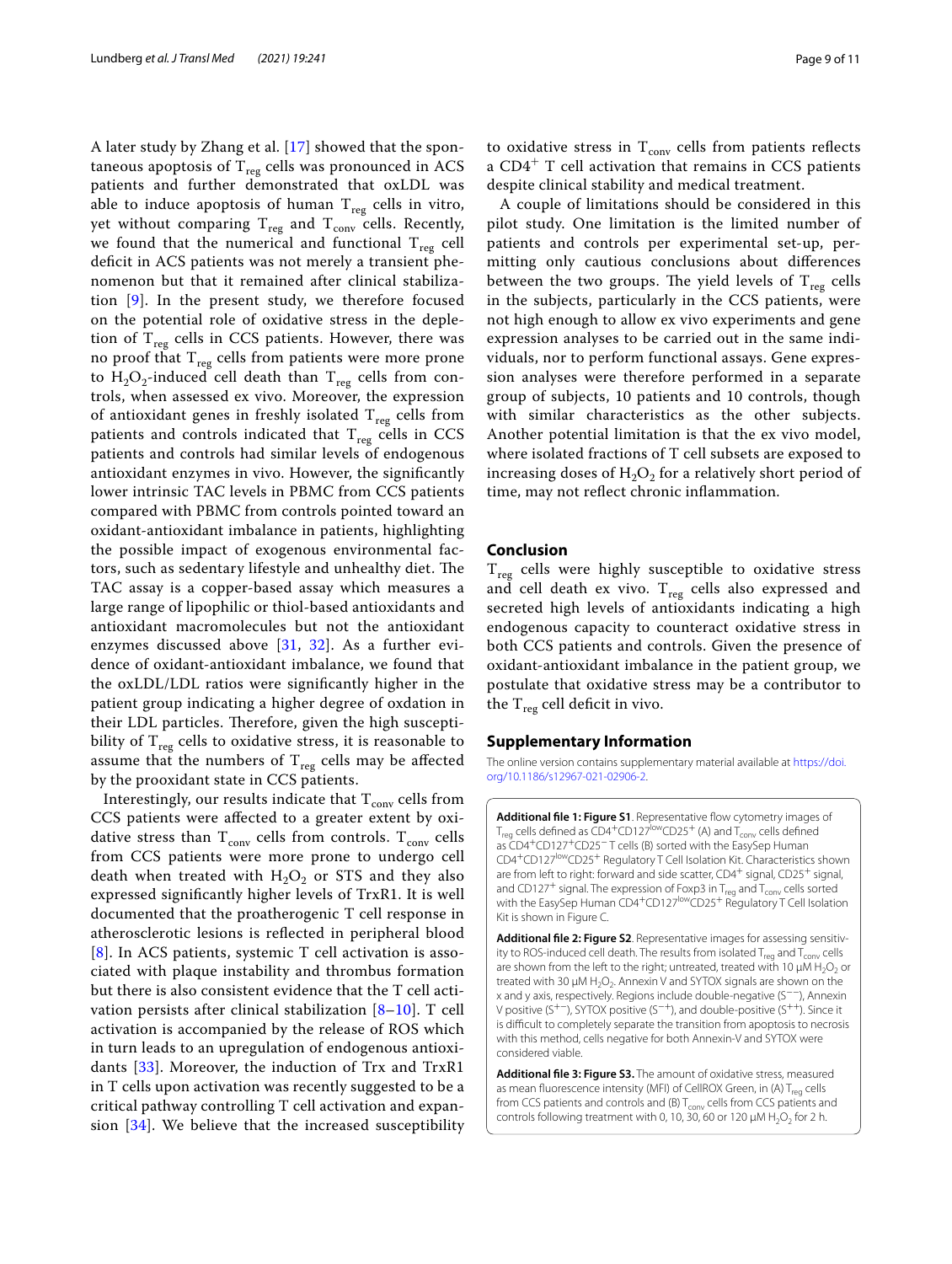A later study by Zhang et al. [17] showed that the spontaneous apoptosis of $T_{reg}$ cells was pronounced in ACS patients and further demonstrated that oxLDL was able to induce apoptosis of human $T_{reg}$ cells in vitro, yet without comparing $T_{reg}$ and $T_{conv}$ cells. Recently, we found that the numerical and functional $T_{reg}$ cell deficit in ACS patients was not merely a transient phenomenon but that it remained after clinical stabilization [9]. In the present study, we therefore focused on the potential role of oxidative stress in the depletion of $T_{reg}$ cells in CCS patients. However, there was no proof that $T_{reg}$ cells from patients were more prone to $H_2O_2$-induced cell death than $T_{reg}$ cells from controls, when assessed ex vivo. Moreover, the expression of antioxidant genes in freshly isolated $T_{reg}$ cells from patients and controls indicated that $T_{reg}$ cells in CCS patients and controls had similar levels of endogenous antioxidant enzymes in vivo. However, the significantly lower intrinsic TAC levels in PBMC from CCS patients compared with PBMC from controls pointed toward an oxidant-antioxidant imbalance in patients, highlighting the possible impact of exogenous environmental factors, such as sedentary lifestyle and unhealthy diet. The TAC assay is a copper-based assay which measures a large range of lipophilic or thiol-based antioxidants and antioxidant macromolecules but not the antioxidant enzymes discussed above [31, 32]. As a further evidence of oxidant-antioxidant imbalance, we found that the oxLDL/LDL ratios were significantly higher in the patient group indicating a higher degree of oxdation in their LDL particles. Therefore, given the high susceptibility of $T_{reg}$ cells to oxidative stress, it is reasonable to assume that the numbers of $T_{reg}$ cells may be affected by the prooxidant state in CCS patients.

Interestingly, our results indicate that $T_{conv}$ cells from CCS patients were affected to a greater extent by oxidative stress than $T_{conv}$ cells from controls. $T_{conv}$ cells from CCS patients were more prone to undergo cell death when treated with $H_2O_2$ or STS and they also expressed significantly higher levels of TrxR1. It is well documented that the proatherogenic T cell response in atherosclerotic lesions is reflected in peripheral blood [8]. In ACS patients, systemic T cell activation is associated with plaque instability and thrombus formation but there is also consistent evidence that the T cell activation persists after clinical stabilization [8–10]. T cell activation is accompanied by the release of ROS which in turn leads to an upregulation of endogenous antioxidants [33]. Moreover, the induction of Trx and TrxR1 in T cells upon activation was recently suggested to be a critical pathway controlling T cell activation and expansion [34]. We believe that the increased susceptibility to oxidative stress in $T_{conv}$ cells from patients reflects a $CD4^+$ T cell activation that remains in CCS patients despite clinical stability and medical treatment.

A couple of limitations should be considered in this pilot study. One limitation is the limited number of patients and controls per experimental set-up, permitting only cautious conclusions about differences between the two groups. The yield levels of $T_{reg}$ cells in the subjects, particularly in the CCS patients, were not high enough to allow ex vivo experiments and gene expression analyses to be carried out in the same individuals, nor to perform functional assays. Gene expression analyses were therefore performed in a separate group of subjects, 10 patients and 10 controls, though with similar characteristics as the other subjects. Another potential limitation is that the ex vivo model, where isolated fractions of T cell subsets are exposed to increasing doses of $H_2O_2$ for a relatively short period of time, may not reflect chronic inflammation.

## Conclusion

$T_{reg}$ cells were highly susceptible to oxidative stress and cell death ex vivo. $T_{reg}$ cells also expressed and secreted high levels of antioxidants indicating a high endogenous capacity to counteract oxidative stress in both CCS patients and controls. Given the presence of oxidant-antioxidant imbalance in the patient group, we postulate that oxidative stress may be a contributor to the $T_{reg}$ cell deficit in vivo.

## Supplementary Information

The online version contains supplementary material available at https://doi.org/10.1186/s12967-021-02906-2.

**Additional file 1: Figure S1**. Representative flow cytometry images of $T_{reg}$ cells defined as $CD4^+CD127^{low}CD25^+$ (A) and $T_{conv}$ cells defined as $CD4^+CD127^+CD25^-$ T cells (B) sorted with the EasySep Human $CD4^+CD127^{low}CD25^+$ Regulatory T Cell Isolation Kit. Characteristics shown are from left to right: forward and side scatter, $CD4^+$ signal, $CD25^+$ signal, and $CD127^+$ signal. The expression of Foxp3 in $T_{reg}$ and $T_{conv}$ cells sorted with the EasySep Human $CD4^+CD127^{low}CD25^+$ Regulatory T Cell Isolation Kit is shown in Figure C.

**Additional file 2: Figure S2**. Representative images for assessing sensitivity to ROS-induced cell death. The results from isolated $T_{reg}$ and $T_{conv}$ cells are shown from the left to the right; untreated, treated with 10 μM $H_2O_2$ or treated with 30 μM $H_2O_2$. Annexin V and SYTOX signals are shown on the x and y axis, respectively. Regions include double-negative ($S^{--}$), Annexin V positive ($S^{+-}$), SYTOX positive ($S^{-+}$), and double-positive ($S^{++}$). Since it is difficult to completely separate the transition from apoptosis to necrosis with this method, cells negative for both Annexin-V and SYTOX were considered viable.

**Additional file 3: Figure S3.** The amount of oxidative stress, measured as mean fluorescence intensity (MFI) of CellROX Green, in (A) $T_{reg}$ cells from CCS patients and controls and (B) $T_{conv}$ cells from CCS patients and controls following treatment with 0, 10, 30, 60 or 120 μM $H_2O_2$ for 2 h.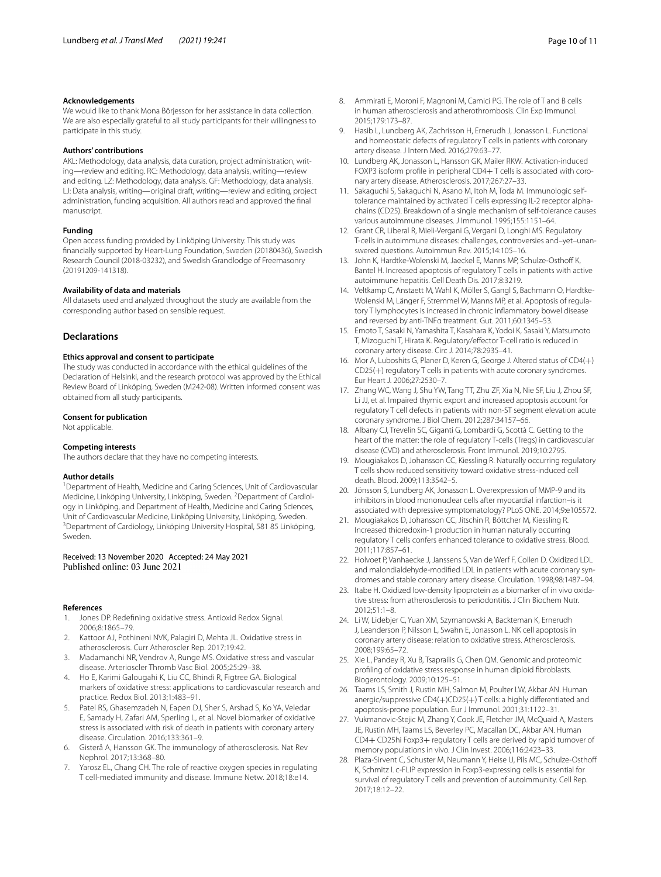### Acknowledgements

We would like to thank Mona Börjesson for her assistance in data collection. We are also especially grateful to all study participants for their willingness to participate in this study.

### Authors' contributions

AKL: Methodology, data analysis, data curation, project administration, writing—review and editing. RC: Methodology, data analysis, writing—review and editing. LZ: Methodology, data analysis. GF: Methodology, data analysis. LJ: Data analysis, writing—original draft, writing—review and editing, project administration, funding acquisition. All authors read and approved the final manuscript.

### Funding

Open access funding provided by Linköping University. This study was financially supported by Heart-Lung Foundation, Sweden (20180436), Swedish Research Council (2018-03232), and Swedish Grandlodge of Freemasonry (20191209-141318).

### Availability of data and materials

All datasets used and analyzed throughout the study are available from the corresponding author based on sensible request.

## Declarations

### Ethics approval and consent to participate

The study was conducted in accordance with the ethical guidelines of the Declaration of Helsinki, and the research protocol was approved by the Ethical Review Board of Linköping, Sweden (M242-08). Written informed consent was obtained from all study participants.

### Consent for publication

Not applicable.

### Competing interests

The authors declare that they have no competing interests.

### Author details

[1]Department of Health, Medicine and Caring Sciences, Unit of Cardiovascular Medicine, Linköping University, Linköping, Sweden. [2]Department of Cardiology in Linköping, and Department of Health, Medicine and Caring Sciences, Unit of Cardiovascular Medicine, Linköping University, Linköping, Sweden. [3]Department of Cardiology, Linköping University Hospital, 581 85 Linköping, Sweden.

Received: 13 November 2020 Accepted: 24 May 2021
Published online: 03 June 2021

### References

1. Jones DP. Redefining oxidative stress. Antioxid Redox Signal. 2006;8:1865–79.
2. Kattoor AJ, Pothineni NVK, Palagiri D, Mehta JL. Oxidative stress in atherosclerosis. Curr Atheroscler Rep. 2017;19:42.
3. Madamanchi NR, Vendrov A, Runge MS. Oxidative stress and vascular disease. Arterioscler Thromb Vasc Biol. 2005;25:29–38.
4. Ho E, Karimi Galougahi K, Liu CC, Bhindi R, Figtree GA. Biological markers of oxidative stress: applications to cardiovascular research and practice. Redox Biol. 2013;1:483–91.
5. Patel RS, Ghasemzadeh N, Eapen DJ, Sher S, Arshad S, Ko YA, Veledar E, Samady H, Zafari AM, Sperling L, et al. Novel biomarker of oxidative stress is associated with risk of death in patients with coronary artery disease. Circulation. 2016;133:361–9.
6. Gisterå A, Hansson GK. The immunology of atherosclerosis. Nat Rev Nephrol. 2017;13:368–80.
7. Yarosz EL, Chang CH. The role of reactive oxygen species in regulating T cell-mediated immunity and disease. Immune Netw. 2018;18:e14.
8. Ammirati E, Moroni F, Magnoni M, Camici PG. The role of T and B cells in human atherosclerosis and atherothrombosis. Clin Exp Immunol. 2015;179:173–87.
9. Hasib L, Lundberg AK, Zachrisson H, Ernerudh J, Jonasson L. Functional and homeostatic defects of regulatory T cells in patients with coronary artery disease. J Intern Med. 2016;279:63–77.
10. Lundberg AK, Jonasson L, Hansson GK, Mailer RKW. Activation-induced FOXP3 isoform profile in peripheral CD4+ T cells is associated with coronary artery disease. Atherosclerosis. 2017;267:27–33.
11. Sakaguchi S, Sakaguchi N, Asano M, Itoh M, Toda M. Immunologic self-tolerance maintained by activated T cells expressing IL-2 receptor alpha-chains (CD25). Breakdown of a single mechanism of self-tolerance causes various autoimmune diseases. J Immunol. 1995;155:1151–64.
12. Grant CR, Liberal R, Mieli-Vergani G, Vergani D, Longhi MS. Regulatory T-cells in autoimmune diseases: challenges, controversies and–yet–unanswered questions. Autoimmun Rev. 2015;14:105–16.
13. John K, Hardtke-Wolenski M, Jaeckel E, Manns MP, Schulze-Osthoff K, Bantel H. Increased apoptosis of regulatory T cells in patients with active autoimmune hepatitis. Cell Death Dis. 2017;8:3219.
14. Veltkamp C, Anstaett M, Wahl K, Möller S, Gangl S, Bachmann O, Hardtke-Wolenski M, Länger F, Stremmel W, Manns MP, et al. Apoptosis of regulatory T lymphocytes is increased in chronic inflammatory bowel disease and reversed by anti-TNFα treatment. Gut. 2011;60:1345–53.
15. Emoto T, Sasaki N, Yamashita T, Kasahara K, Yodoi K, Sasaki Y, Matsumoto T, Mizoguchi T, Hirata K. Regulatory/effector T-cell ratio is reduced in coronary artery disease. Circ J. 2014;78:2935–41.
16. Mor A, Luboshits G, Planer D, Keren G, George J. Altered status of CD4(+) CD25(+) regulatory T cells in patients with acute coronary syndromes. Eur Heart J. 2006;27:2530–7.
17. Zhang WC, Wang J, Shu YW, Tang TT, Zhu ZF, Xia N, Nie SF, Liu J, Zhou SF, Li JJ, et al. Impaired thymic export and increased apoptosis account for regulatory T cell defects in patients with non-ST segment elevation acute coronary syndrome. J Biol Chem. 2012;287:34157–66.
18. Albany CJ, Trevelin SC, Giganti G, Lombardi G, Scottà C. Getting to the heart of the matter: the role of regulatory T-cells (Tregs) in cardiovascular disease (CVD) and atherosclerosis. Front Immunol. 2019;10:2795.
19. Mougiakakos D, Johansson CC, Kiessling R. Naturally occurring regulatory T cells show reduced sensitivity toward oxidative stress-induced cell death. Blood. 2009;113:3542–5.
20. Jönsson S, Lundberg AK, Jonasson L. Overexpression of MMP-9 and its inhibitors in blood mononuclear cells after myocardial infarction–is it associated with depressive symptomatology? PLoS ONE. 2014;9:e105572.
21. Mougiakakos D, Johansson CC, Jitschin R, Böttcher M, Kiessling R. Increased thioredoxin-1 production in human naturally occurring regulatory T cells confers enhanced tolerance to oxidative stress. Blood. 2011;117:857–61.
22. Holvoet P, Vanhaecke J, Janssens S, Van de Werf F, Collen D. Oxidized LDL and malondialdehyde-modified LDL in patients with acute coronary syndromes and stable coronary artery disease. Circulation. 1998;98:1487–94.
23. Itabe H. Oxidized low-density lipoprotein as a biomarker of in vivo oxidative stress: from atherosclerosis to periodontitis. J Clin Biochem Nutr. 2012;51:1–8.
24. Li W, Lidebjer C, Yuan XM, Szymanowski A, Backteman K, Ernerudh J, Leanderson P, Nilsson L, Swahn E, Jonasson L. NK cell apoptosis in coronary artery disease: relation to oxidative stress. Atherosclerosis. 2008;199:65–72.
25. Xie L, Pandey R, Xu B, Tsaprailis G, Chen QM. Genomic and proteomic profiling of oxidative stress response in human diploid fibroblasts. Biogerontology. 2009;10:125–51.
26. Taams LS, Smith J, Rustin MH, Salmon M, Poulter LW, Akbar AN. Human anergic/suppressive CD4(+)CD25(+) T cells: a highly differentiated and apoptosis-prone population. Eur J Immunol. 2001;31:1122–31.
27. Vukmanovic-Stejic M, Zhang Y, Cook JE, Fletcher JM, McQuaid A, Masters JE, Rustin MH, Taams LS, Beverley PC, Macallan DC, Akbar AN. Human CD4+ CD25hi Foxp3+ regulatory T cells are derived by rapid turnover of memory populations in vivo. J Clin Invest. 2006;116:2423–33.
28. Plaza-Sirvent C, Schuster M, Neumann Y, Heise U, Pils MC, Schulze-Osthoff K, Schmitz I. c-FLIP expression in Foxp3-expressing cells is essential for survival of regulatory T cells and prevention of autoimmunity. Cell Rep. 2017;18:12–22.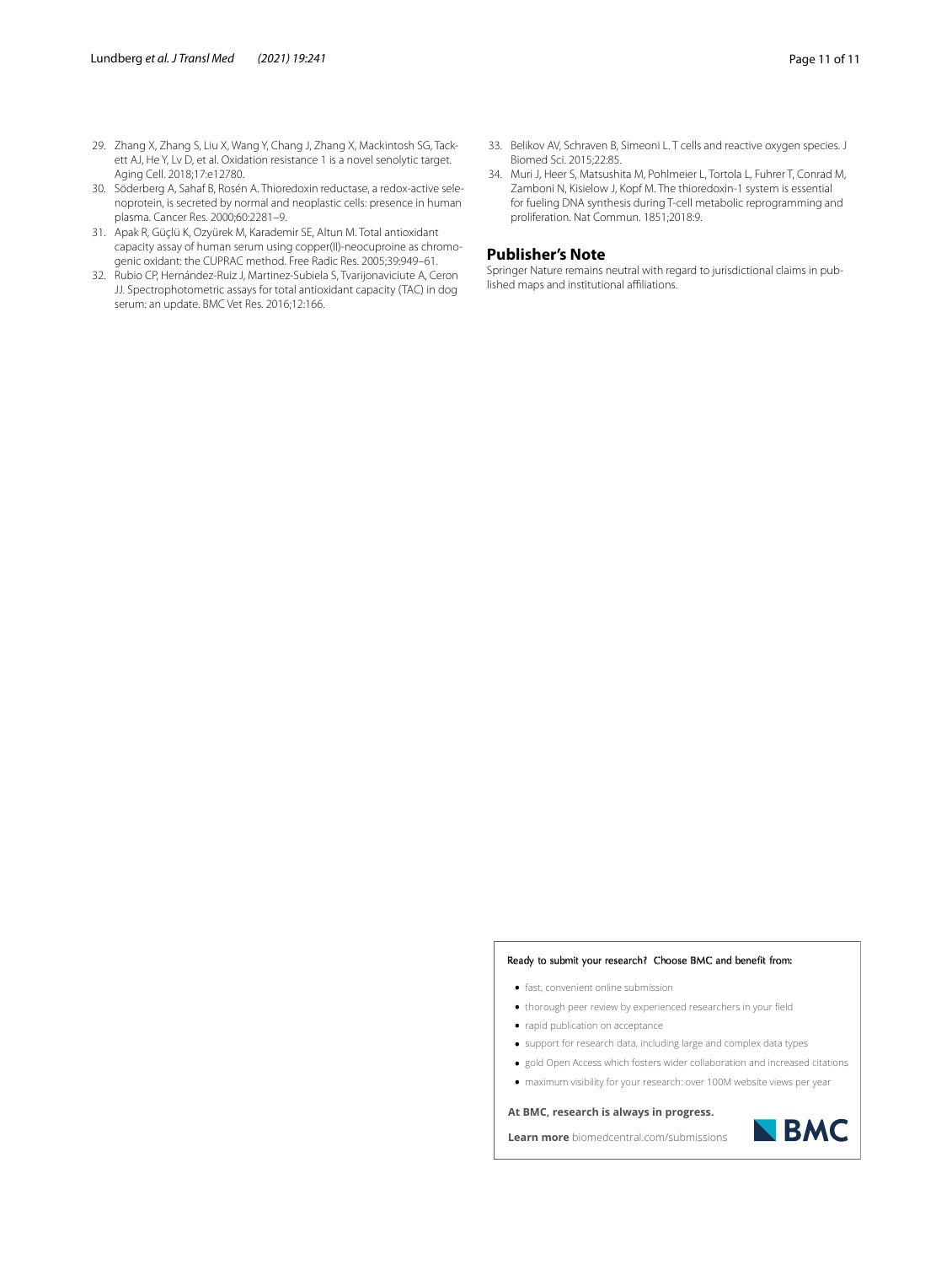29. Zhang X, Zhang S, Liu X, Wang Y, Chang J, Zhang X, Mackintosh SG, Tackett AJ, He Y, Lv D, et al. Oxidation resistance 1 is a novel senolytic target. Aging Cell. 2018;17:e12780.
30. Söderberg A, Sahaf B, Rosén A. Thioredoxin reductase, a redox-active selenoprotein, is secreted by normal and neoplastic cells: presence in human plasma. Cancer Res. 2000;60:2281–9.
31. Apak R, Güçlü K, Ozyürek M, Karademir SE, Altun M. Total antioxidant capacity assay of human serum using copper(II)-neocuproine as chromogenic oxidant: the CUPRAC method. Free Radic Res. 2005;39:949–61.
32. Rubio CP, Hernández-Ruiz J, Martinez-Subiela S, Tvarijonaviciute A, Ceron JJ. Spectrophotometric assays for total antioxidant capacity (TAC) in dog serum: an update. BMC Vet Res. 2016;12:166.
33. Belikov AV, Schraven B, Simeoni L. T cells and reactive oxygen species. J Biomed Sci. 2015;22:85.
34. Muri J, Heer S, Matsushita M, Pohlmeier L, Tortola L, Fuhrer T, Conrad M, Zamboni N, Kisielow J, Kopf M. The thioredoxin-1 system is essential for fueling DNA synthesis during T-cell metabolic reprogramming and proliferation. Nat Commun. 1851;2018:9.

## Publisher's Note

Springer Nature remains neutral with regard to jurisdictional claims in published maps and institutional affiliations.

Ready to submit your research? Choose BMC and benefit from:

- fast, convenient online submission
- thorough peer review by experienced researchers in your field
- rapid publication on acceptance
- support for research data, including large and complex data types
- gold Open Access which fosters wider collaboration and increased citations
- maximum visibility for your research: over 100M website views per year

**At BMC, research is always in progress.**

**Learn more** biomedcentral.com/submissions

BMC